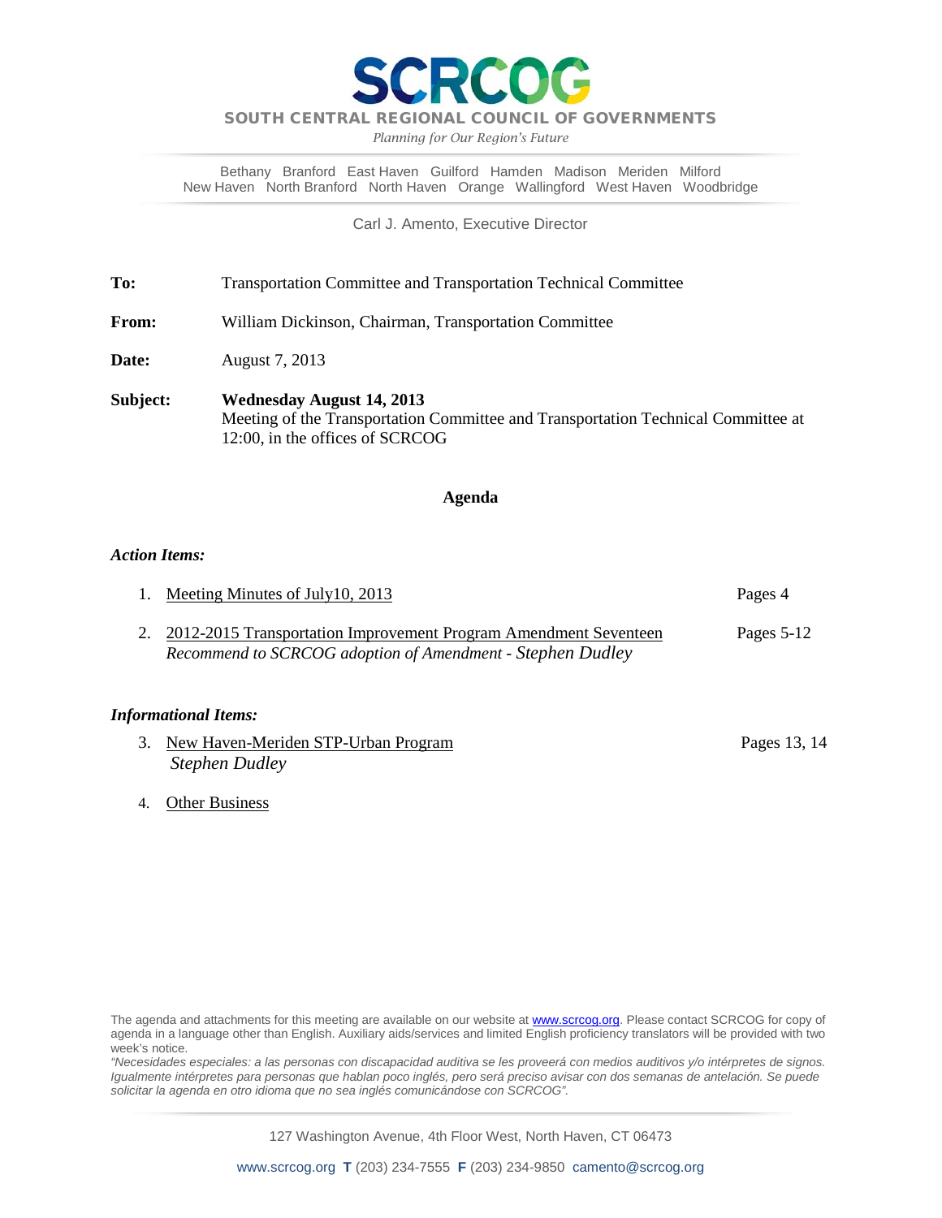# SCRCOG

**SOUTH CENTRAL REGIONAL COUNCIL OF GOVERNMENTS**

*Planning for Our Region's Future*

Bethany Branford East Haven Guilford Hamden Madison Meriden Milford
New Haven North Branford North Haven Orange Wallingford West Haven Woodbridge

Carl J. Amento, Executive Director

**To:** Transportation Committee and Transportation Technical Committee

**From:** William Dickinson, Chairman, Transportation Committee

**Date:** August 7, 2013

**Subject:** **Wednesday August 14, 2013**
Meeting of the Transportation Committee and Transportation Technical Committee at 12:00, in the offices of SCRCOG

## Agenda

### *Action Items:*

1. Meeting Minutes of July10, 2013 — Pages 4
2. 2012-2015 Transportation Improvement Program Amendment Seventeen — Pages 5-12
   *Recommend to SCRCOG adoption of Amendment - Stephen Dudley*

### *Informational Items:*

3. New Haven-Meriden STP-Urban Program — Pages 13, 14
   *Stephen Dudley*
4. Other Business

The agenda and attachments for this meeting are available on our website at www.scrcog.org. Please contact SCRCOG for copy of agenda in a language other than English. Auxiliary aids/services and limited English proficiency translators will be provided with two week's notice.

*"Necesidades especiales: a las personas con discapacidad auditiva se les proveerá con medios auditivos y/o intérpretes de signos. Igualmente intérpretes para personas que hablan poco inglés, pero será preciso avisar con dos semanas de antelación. Se puede solicitar la agenda en otro idioma que no sea inglés comunicándose con SCRCOG".*

127 Washington Avenue, 4th Floor West, North Haven, CT 06473

www.scrcog.org **T** (203) 234-7555 **F** (203) 234-9850 camento@scrcog.org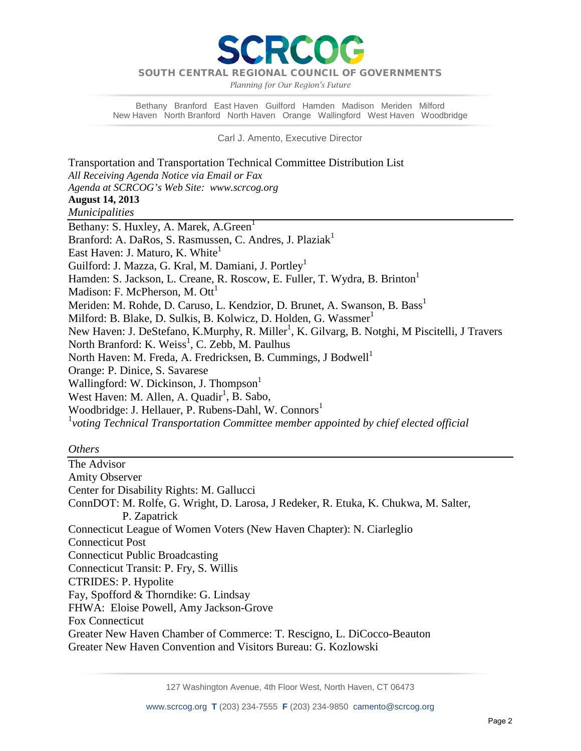# SCRCOG

SOUTH CENTRAL REGIONAL COUNCIL OF GOVERNMENTS

*Planning for Our Region's Future*

Bethany Branford East Haven Guilford Hamden Madison Meriden Milford
New Haven North Branford North Haven Orange Wallingford West Haven Woodbridge

Carl J. Amento, Executive Director

Transportation and Transportation Technical Committee Distribution List
*All Receiving Agenda Notice via Email or Fax*
*Agenda at SCRCOG's Web Site: www.scrcog.org*
**August 14, 2013**

*Municipalities*

Bethany: S. Huxley, A. Marek, A.Green[1]
Branford: A. DaRos, S. Rasmussen, C. Andres, J. Plaziak[1]
East Haven: J. Maturo, K. White[1]
Guilford: J. Mazza, G. Kral, M. Damiani, J. Portley[1]
Hamden: S. Jackson, L. Creane, R. Roscow, E. Fuller, T. Wydra, B. Brinton[1]
Madison: F. McPherson, M. Ott[1]
Meriden: M. Rohde, D. Caruso, L. Kendzior, D. Brunet, A. Swanson, B. Bass[1]
Milford: B. Blake, D. Sulkis, B. Kolwicz, D. Holden, G. Wassmer[1]
New Haven: J. DeStefano, K.Murphy, R. Miller[1], K. Gilvarg, B. Notghi, M Piscitelli, J Travers
North Branford: K. Weiss[1], C. Zebb, M. Paulhus
North Haven: M. Freda, A. Fredricksen, B. Cummings, J Bodwell[1]
Orange: P. Dinice, S. Savarese
Wallingford: W. Dickinson, J. Thompson[1]
West Haven: M. Allen, A. Quadir[1], B. Sabo,
Woodbridge: J. Hellauer, P. Rubens-Dahl, W. Connors[1]

[1]*voting Technical Transportation Committee member appointed by chief elected official*

*Others*

The Advisor
Amity Observer
Center for Disability Rights: M. Gallucci
ConnDOT: M. Rolfe, G. Wright, D. Larosa, J Redeker, R. Etuka, K. Chukwa, M. Salter, P. Zapatrick
Connecticut League of Women Voters (New Haven Chapter): N. Ciarleglio
Connecticut Post
Connecticut Public Broadcasting
Connecticut Transit: P. Fry, S. Willis
CTRIDES: P. Hypolite
Fay, Spofford & Thorndike: G. Lindsay
FHWA: Eloise Powell, Amy Jackson-Grove
Fox Connecticut
Greater New Haven Chamber of Commerce: T. Rescigno, L. DiCocco-Beauton
Greater New Haven Convention and Visitors Bureau: G. Kozlowski

127 Washington Avenue, 4th Floor West, North Haven, CT 06473

www.scrcog.org T (203) 234-7555 F (203) 234-9850 camento@scrcog.org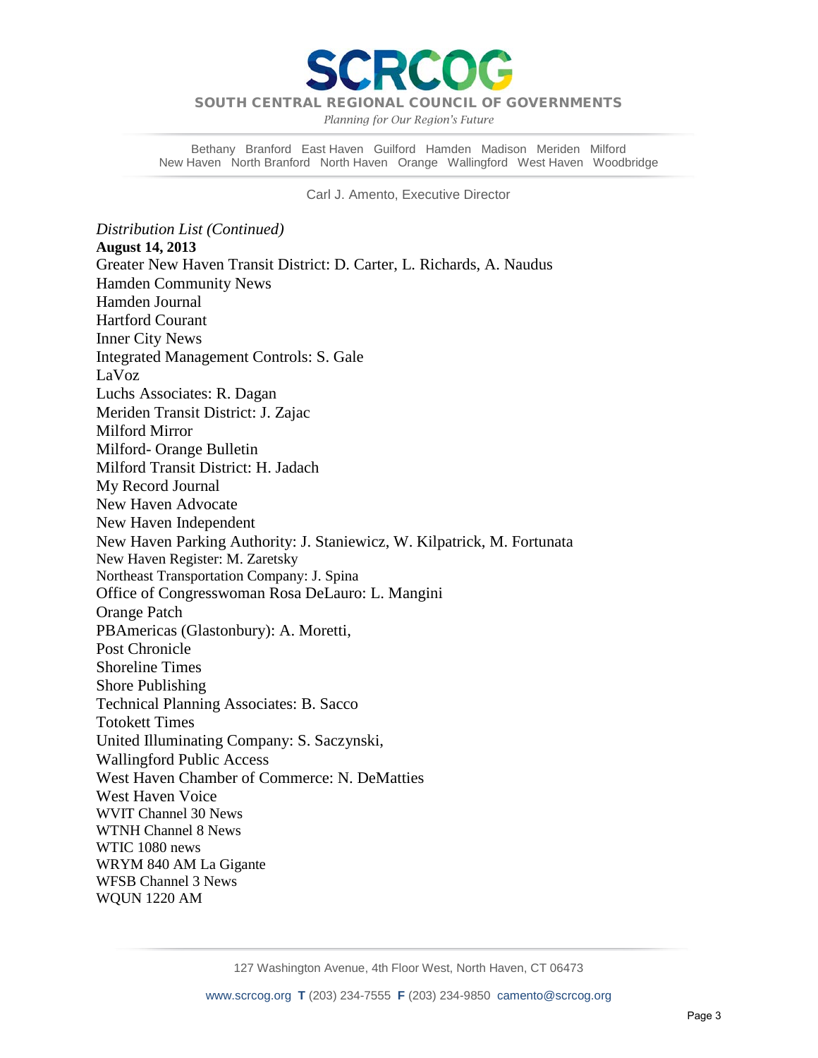*Distribution List (Continued)*

**August 14, 2013**

Greater New Haven Transit District: D. Carter, L. Richards, A. Naudus
Hamden Community News
Hamden Journal
Hartford Courant
Inner City News
Integrated Management Controls: S. Gale
LaVoz
Luchs Associates: R. Dagan
Meriden Transit District: J. Zajac
Milford Mirror
Milford- Orange Bulletin
Milford Transit District: H. Jadach
My Record Journal
New Haven Advocate
New Haven Independent
New Haven Parking Authority: J. Staniewicz, W. Kilpatrick, M. Fortunata
New Haven Register: M. Zaretsky
Northeast Transportation Company: J. Spina
Office of Congresswoman Rosa DeLauro: L. Mangini
Orange Patch
PBAmericas (Glastonbury): A. Moretti,
Post Chronicle
Shoreline Times
Shore Publishing
Technical Planning Associates: B. Sacco
Totokett Times
United Illuminating Company: S. Saczynski,
Wallingford Public Access
West Haven Chamber of Commerce: N. DeMatties
West Haven Voice
WVIT Channel 30 News
WTNH Channel 8 News
WTIC 1080 news
WRYM 840 AM La Gigante
WFSB Channel 3 News
WQUN 1220 AM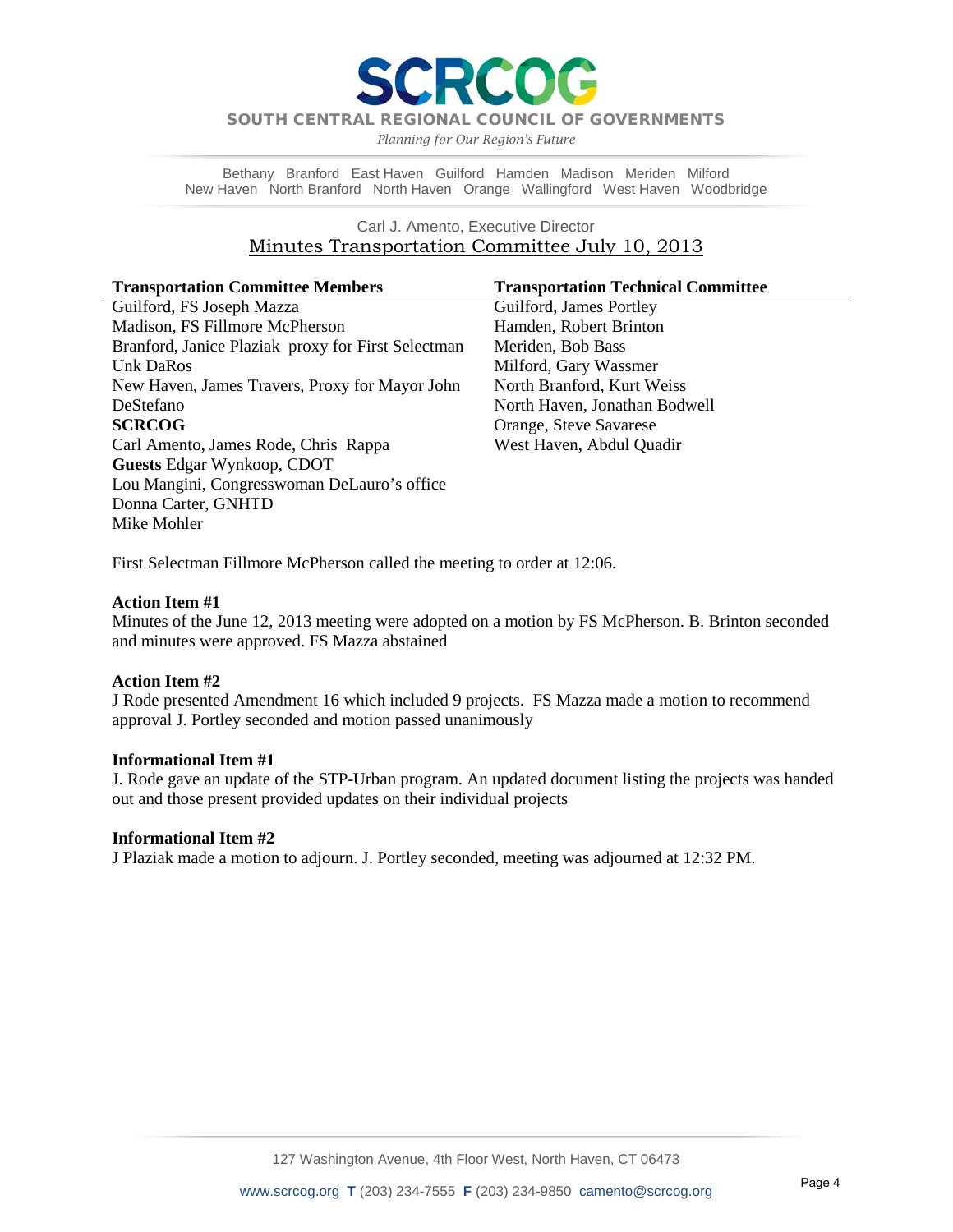# SCRCOG

**SOUTH CENTRAL REGIONAL COUNCIL OF GOVERNMENTS**

*Planning for Our Region's Future*

Bethany Branford East Haven Guilford Hamden Madison Meriden Milford New Haven North Branford North Haven Orange Wallingford West Haven Woodbridge

Carl J. Amento, Executive Director

## Minutes Transportation Committee July 10, 2013

| Transportation Committee Members | Transportation Technical Committee |
|---|---|
| Guilford, FS Joseph Mazza | Guilford, James Portley |
| Madison, FS Fillmore McPherson | Hamden, Robert Brinton |
| Branford, Janice Plaziak proxy for First Selectman Unk DaRos | Meriden, Bob Bass |
| New Haven, James Travers, Proxy for Mayor John DeStefano | Milford, Gary Wassmer |
| **SCRCOG** | North Branford, Kurt Weiss |
| Carl Amento, James Rode, Chris Rappa | North Haven, Jonathan Bodwell |
| **Guests** Edgar Wynkoop, CDOT | Orange, Steve Savarese |
| Lou Mangini, Congresswoman DeLauro's office | West Haven, Abdul Quadir |
| Donna Carter, GNHTD | |
| Mike Mohler | |

First Selectman Fillmore McPherson called the meeting to order at 12:06.

**Action Item #1**

Minutes of the June 12, 2013 meeting were adopted on a motion by FS McPherson. B. Brinton seconded and minutes were approved. FS Mazza abstained

**Action Item #2**

J Rode presented Amendment 16 which included 9 projects. FS Mazza made a motion to recommend approval J. Portley seconded and motion passed unanimously

**Informational Item #1**

J. Rode gave an update of the STP-Urban program. An updated document listing the projects was handed out and those present provided updates on their individual projects

**Informational Item #2**

J Plaziak made a motion to adjourn. J. Portley seconded, meeting was adjourned at 12:32 PM.

127 Washington Avenue, 4th Floor West, North Haven, CT 06473

www.scrcog.org **T** (203) 234-7555 **F** (203) 234-9850 camento@scrcog.org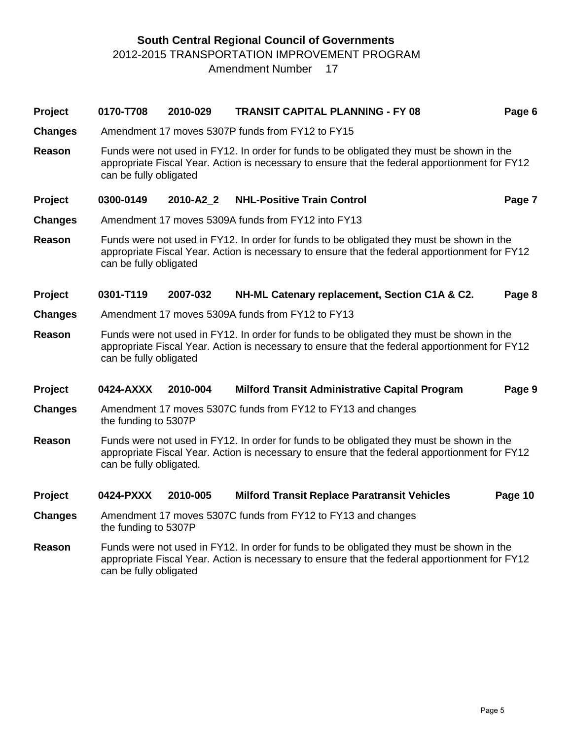# South Central Regional Council of Governments

## 2012-2015 TRANSPORTATION IMPROVEMENT PROGRAM

### Amendment Number 17

| | | | | |
|---|---|---|---|---|
| **Project** | **0170-T708** | **2010-029** | **TRANSIT CAPITAL PLANNING - FY 08** | **Page 6** |

**Changes** Amendment 17 moves 5307P funds from FY12 to FY15

**Reason** Funds were not used in FY12. In order for funds to be obligated they must be shown in the appropriate Fiscal Year. Action is necessary to ensure that the federal apportionment for FY12 can be fully obligated

| | | | | |
|---|---|---|---|---|
| **Project** | **0300-0149** | **2010-A2_2** | **NHL-Positive Train Control** | **Page 7** |

**Changes** Amendment 17 moves 5309A funds from FY12 into FY13

**Reason** Funds were not used in FY12. In order for funds to be obligated they must be shown in the appropriate Fiscal Year. Action is necessary to ensure that the federal apportionment for FY12 can be fully obligated

| | | | | |
|---|---|---|---|---|
| **Project** | **0301-T119** | **2007-032** | **NH-ML Catenary replacement, Section C1A & C2.** | **Page 8** |

**Changes** Amendment 17 moves 5309A funds from FY12 to FY13

**Reason** Funds were not used in FY12. In order for funds to be obligated they must be shown in the appropriate Fiscal Year. Action is necessary to ensure that the federal apportionment for FY12 can be fully obligated

| | | | | |
|---|---|---|---|---|
| **Project** | **0424-AXXX** | **2010-004** | **Milford Transit Administrative Capital Program** | **Page 9** |

**Changes** Amendment 17 moves 5307C funds from FY12 to FY13 and changes the funding to 5307P

**Reason** Funds were not used in FY12. In order for funds to be obligated they must be shown in the appropriate Fiscal Year. Action is necessary to ensure that the federal apportionment for FY12 can be fully obligated.

| | | | | |
|---|---|---|---|---|
| **Project** | **0424-PXXX** | **2010-005** | **Milford Transit Replace Paratransit Vehicles** | **Page 10** |

**Changes** Amendment 17 moves 5307C funds from FY12 to FY13 and changes the funding to 5307P

**Reason** Funds were not used in FY12. In order for funds to be obligated they must be shown in the appropriate Fiscal Year. Action is necessary to ensure that the federal apportionment for FY12 can be fully obligated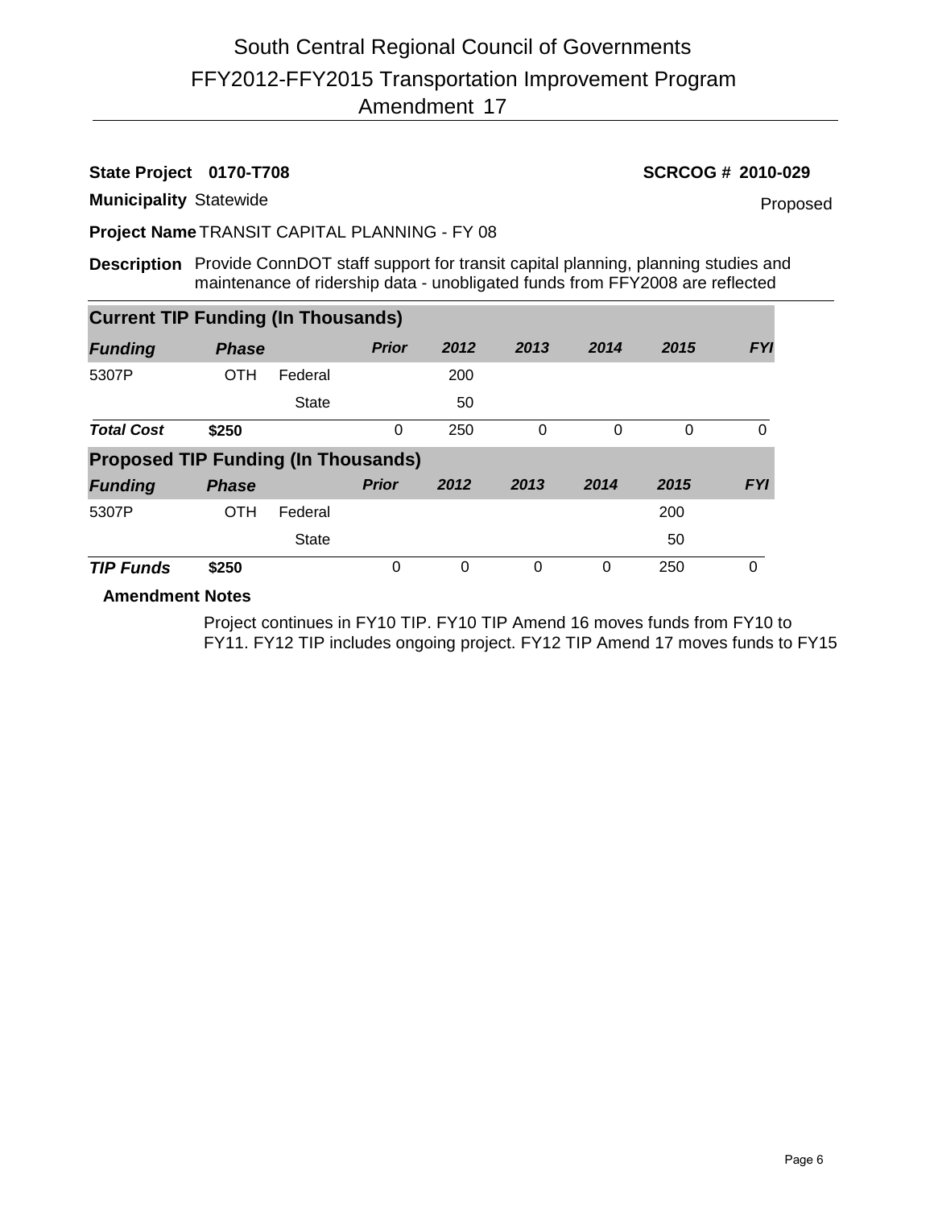# South Central Regional Council of Governments

## FFY2012-FFY2015 Transportation Improvement Program

## Amendment 17

**State Project** **0170-T708** **SCRCOG # 2010-029**

**Municipality** Statewide Proposed

**Project Name** TRANSIT CAPITAL PLANNING - FY 08

**Description** Provide ConnDOT staff support for transit capital planning, planning studies and maintenance of ridership data - unobligated funds from FFY2008 are reflected

### Current TIP Funding (In Thousands)

| *Funding* | *Phase* | | *Prior* | *2012* | *2013* | *2014* | *2015* | *FYI* |
|---|---|---|---|---|---|---|---|---|
| 5307P | OTH | Federal | | 200 | | | | |
| | | State | | 50 | | | | |
| ***Total Cost*** | **$250** | | 0 | 250 | 0 | 0 | 0 | 0 |

### Proposed TIP Funding (In Thousands)

| *Funding* | *Phase* | | *Prior* | *2012* | *2013* | *2014* | *2015* | *FYI* |
|---|---|---|---|---|---|---|---|---|
| 5307P | OTH | Federal | | | | | 200 | |
| | | State | | | | | 50 | |
| ***TIP Funds*** | **$250** | | 0 | 0 | 0 | 0 | 250 | 0 |

**Amendment Notes**

Project continues in FY10 TIP. FY10 TIP Amend 16 moves funds from FY10 to FY11. FY12 TIP includes ongoing project. FY12 TIP Amend 17 moves funds to FY15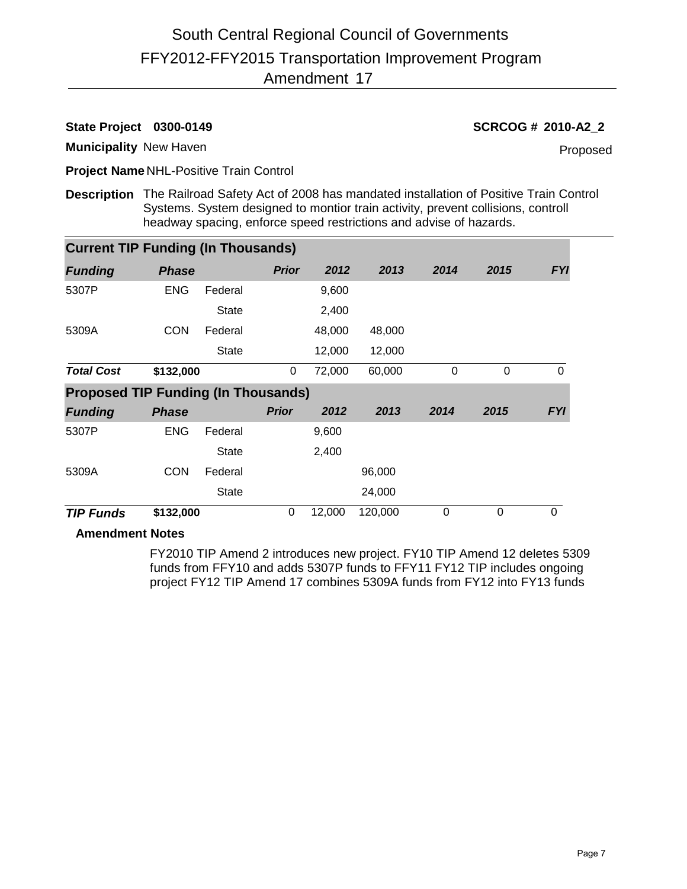# South Central Regional Council of Governments
## FFY2012-FFY2015 Transportation Improvement Program
## Amendment 17

**State Project** **0300-0149** **SCRCOG # 2010-A2_2**

**Municipality** New Haven Proposed

**Project Name** NHL-Positive Train Control

**Description** The Railroad Safety Act of 2008 has mandated installation of Positive Train Control Systems. System designed to montior train activity, prevent collisions, controll headway spacing, enforce speed restrictions and advise of hazards.

**Current TIP Funding (In Thousands)**

| *Funding* | *Phase* | | *Prior* | *2012* | *2013* | *2014* | *2015* | *FYI* |
|---|---|---|---|---|---|---|---|---|
| 5307P | ENG | Federal | | 9,600 | | | | |
| | | State | | 2,400 | | | | |
| 5309A | CON | Federal | | 48,000 | 48,000 | | | |
| | | State | | 12,000 | 12,000 | | | |
| ***Total Cost*** | **$132,000** | | 0 | 72,000 | 60,000 | 0 | 0 | 0 |

**Proposed TIP Funding (In Thousands)**

| *Funding* | *Phase* | | *Prior* | *2012* | *2013* | *2014* | *2015* | *FYI* |
|---|---|---|---|---|---|---|---|---|
| 5307P | ENG | Federal | | 9,600 | | | | |
| | | State | | 2,400 | | | | |
| 5309A | CON | Federal | | | 96,000 | | | |
| | | State | | | 24,000 | | | |
| ***TIP Funds*** | **$132,000** | | 0 | 12,000 | 120,000 | 0 | 0 | 0 |

**Amendment Notes**

FY2010 TIP Amend 2 introduces new project. FY10 TIP Amend 12 deletes 5309 funds from FFY10 and adds 5307P funds to FFY11 FY12 TIP includes ongoing project FY12 TIP Amend 17 combines 5309A funds from FY12 into FY13 funds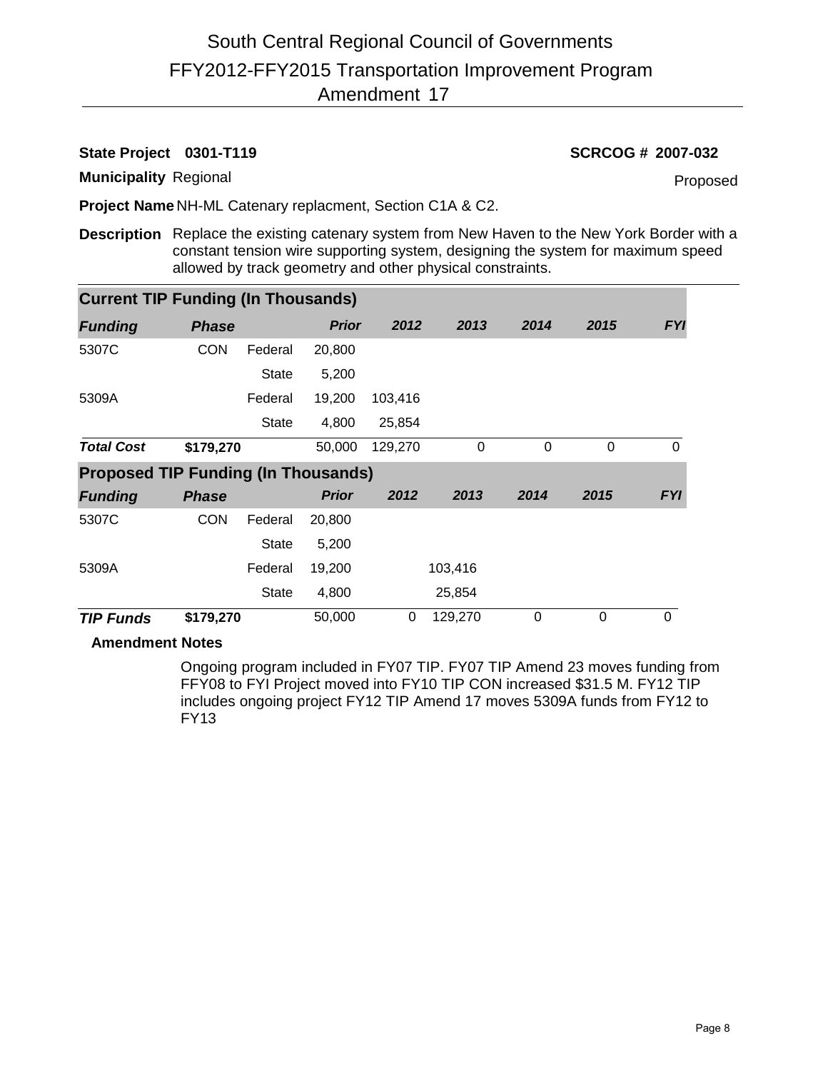# South Central Regional Council of Governments
## FFY2012-FFY2015 Transportation Improvement Program
## Amendment 17

**State Project** **0301-T119** **SCRCOG # 2007-032**

**Municipality** Regional Proposed

**Project Name** NH-ML Catenary replacment, Section C1A & C2.

**Description** Replace the existing catenary system from New Haven to the New York Border with a constant tension wire supporting system, designing the system for maximum speed allowed by track geometry and other physical constraints.

**Current TIP Funding (In Thousands)**

| *Funding* | *Phase* | | *Prior* | *2012* | *2013* | *2014* | *2015* | *FYI* |
|---|---|---|---|---|---|---|---|---|
| 5307C | CON | Federal | 20,800 | | | | | |
| | | State | 5,200 | | | | | |
| 5309A | | Federal | 19,200 | 103,416 | | | | |
| | | State | 4,800 | 25,854 | | | | |
| ***Total Cost*** | **$179,270** | | 50,000 | 129,270 | 0 | 0 | 0 | 0 |

**Proposed TIP Funding (In Thousands)**

| *Funding* | *Phase* | | *Prior* | *2012* | *2013* | *2014* | *2015* | *FYI* |
|---|---|---|---|---|---|---|---|---|
| 5307C | CON | Federal | 20,800 | | | | | |
| | | State | 5,200 | | | | | |
| 5309A | | Federal | 19,200 | | 103,416 | | | |
| | | State | 4,800 | | 25,854 | | | |
| ***TIP Funds*** | **$179,270** | | 50,000 | 0 | 129,270 | 0 | 0 | 0 |

**Amendment Notes**

Ongoing program included in FY07 TIP. FY07 TIP Amend 23 moves funding from FFY08 to FYI Project moved into FY10 TIP CON increased $31.5 M. FY12 TIP includes ongoing project FY12 TIP Amend 17 moves 5309A funds from FY12 to FY13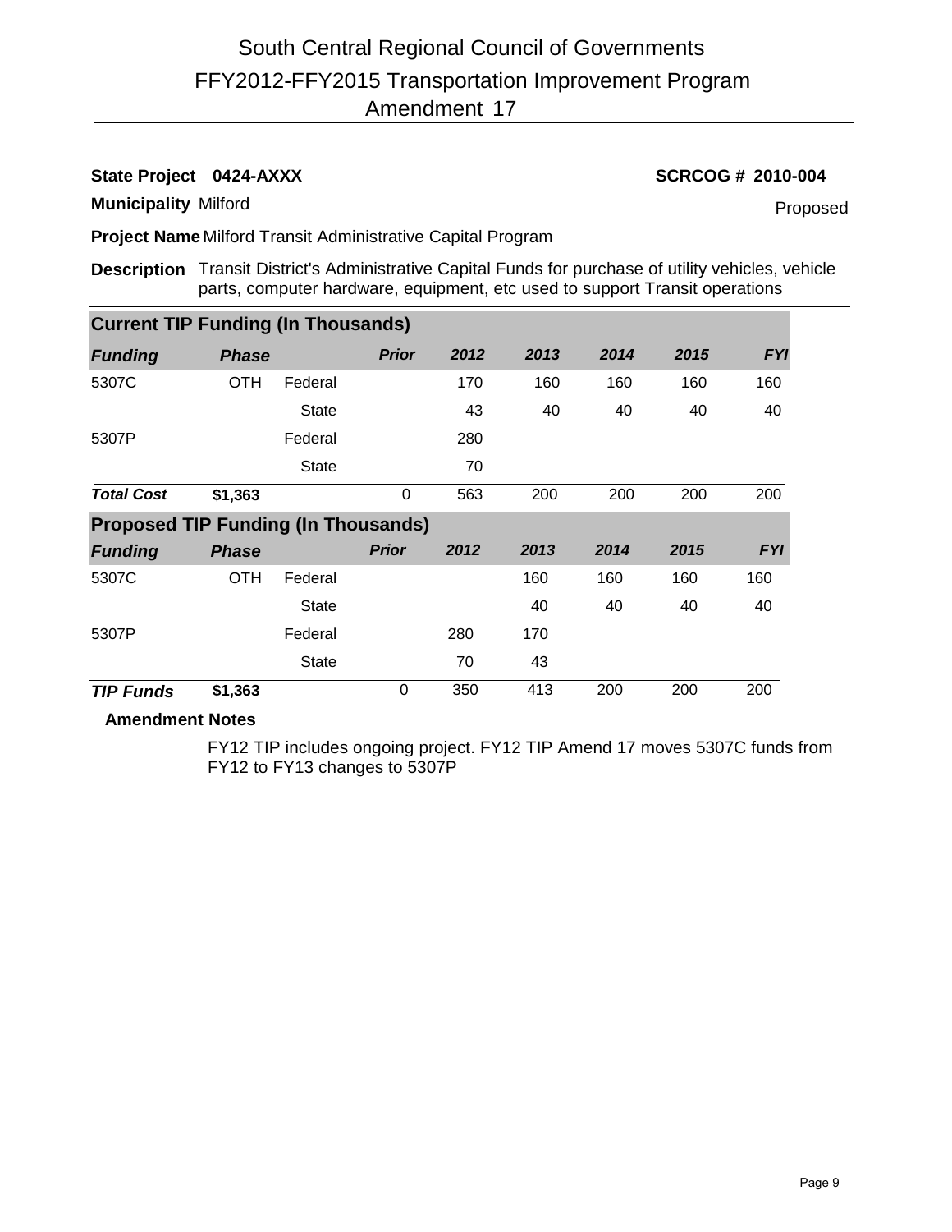# South Central Regional Council of Governments
## FFY2012-FFY2015 Transportation Improvement Program
## Amendment 17

**State Project 0424-AXXX** **SCRCOG # 2010-004**

**Municipality** Milford Proposed

**Project Name** Milford Transit Administrative Capital Program

**Description** Transit District's Administrative Capital Funds for purchase of utility vehicles, vehicle parts, computer hardware, equipment, etc used to support Transit operations

**Current TIP Funding (In Thousands)**

| *Funding* | *Phase* | | *Prior* | *2012* | *2013* | *2014* | *2015* | *FYI* |
|---|---|---|---|---|---|---|---|---|
| 5307C | OTH | Federal | | 170 | 160 | 160 | 160 | 160 |
| | | State | | 43 | 40 | 40 | 40 | 40 |
| 5307P | | Federal | | 280 | | | | |
| | | State | | 70 | | | | |
| ***Total Cost*** | **$1,363** | | 0 | 563 | 200 | 200 | 200 | 200 |

**Proposed TIP Funding (In Thousands)**

| *Funding* | *Phase* | | *Prior* | *2012* | *2013* | *2014* | *2015* | *FYI* |
|---|---|---|---|---|---|---|---|---|
| 5307C | OTH | Federal | | | 160 | 160 | 160 | 160 |
| | | State | | | 40 | 40 | 40 | 40 |
| 5307P | | Federal | | 280 | 170 | | | |
| | | State | | 70 | 43 | | | |
| ***TIP Funds*** | **$1,363** | | 0 | 350 | 413 | 200 | 200 | 200 |

**Amendment Notes**

FY12 TIP includes ongoing project. FY12 TIP Amend 17 moves 5307C funds from FY12 to FY13 changes to 5307P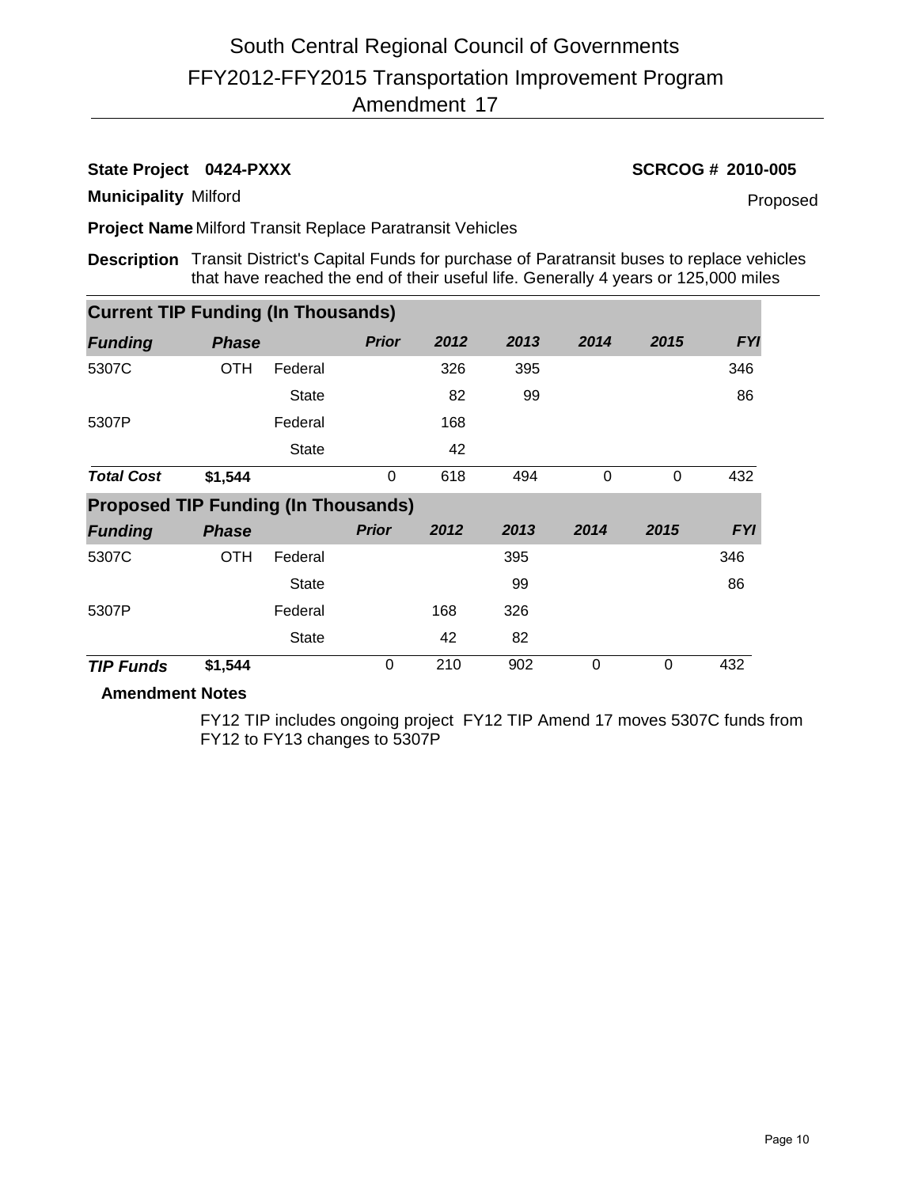# South Central Regional Council of Governments

## FFY2012-FFY2015 Transportation Improvement Program

## Amendment 17

**State Project** **0424-PXXX** **SCRCOG # 2010-005**

**Municipality** Milford Proposed

**Project Name** Milford Transit Replace Paratransit Vehicles

**Description** Transit District's Capital Funds for purchase of Paratransit buses to replace vehicles that have reached the end of their useful life. Generally 4 years or 125,000 miles

### Current TIP Funding (In Thousands)

| *Funding* | *Phase* | | *Prior* | *2012* | *2013* | *2014* | *2015* | *FYI* |
|---|---|---|---|---|---|---|---|---|
| 5307C | OTH | Federal | | 326 | 395 | | | 346 |
| | | State | | 82 | 99 | | | 86 |
| 5307P | | Federal | | 168 | | | | |
| | | State | | 42 | | | | |
| ***Total Cost*** | **$1,544** | | 0 | 618 | 494 | 0 | 0 | 432 |

### Proposed TIP Funding (In Thousands)

| *Funding* | *Phase* | | *Prior* | *2012* | *2013* | *2014* | *2015* | *FYI* |
|---|---|---|---|---|---|---|---|---|
| 5307C | OTH | Federal | | | 395 | | | 346 |
| | | State | | | 99 | | | 86 |
| 5307P | | Federal | | 168 | 326 | | | |
| | | State | | 42 | 82 | | | |
| ***TIP Funds*** | **$1,544** | | 0 | 210 | 902 | 0 | 0 | 432 |

**Amendment Notes**

FY12 TIP includes ongoing project FY12 TIP Amend 17 moves 5307C funds from FY12 to FY13 changes to 5307P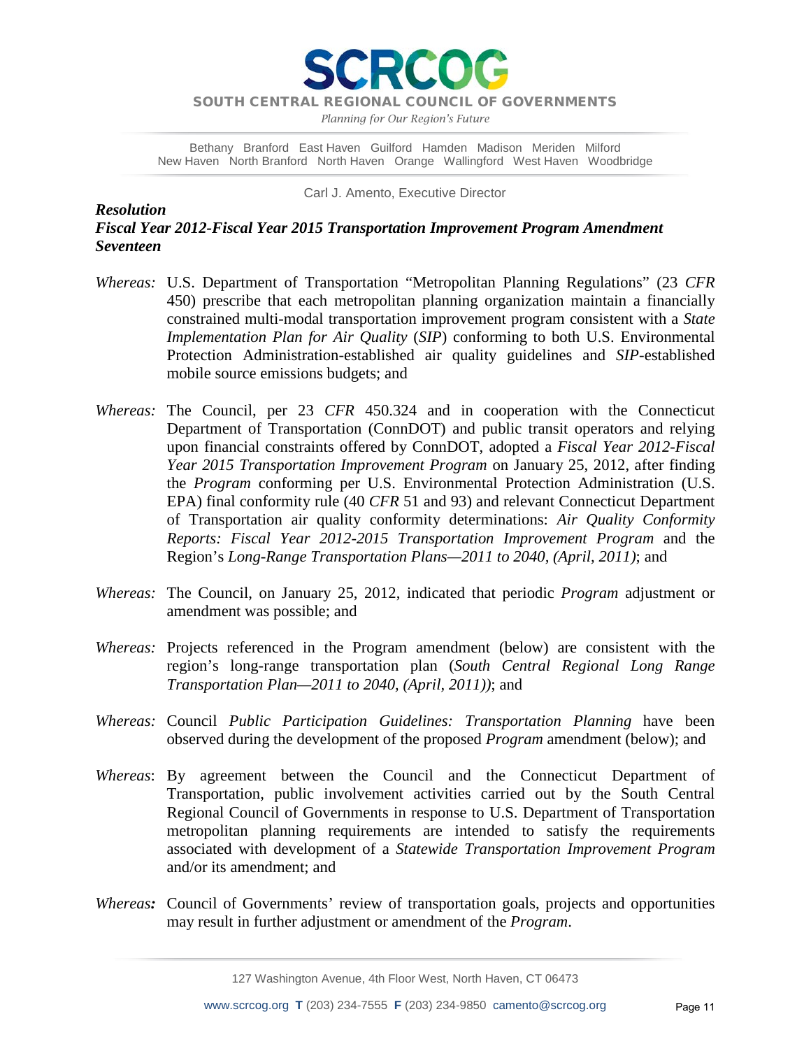# SCRCOG

**SOUTH CENTRAL REGIONAL COUNCIL OF GOVERNMENTS**

*Planning for Our Region's Future*

Bethany Branford East Haven Guilford Hamden Madison Meriden Milford
New Haven North Branford North Haven Orange Wallingford West Haven Woodbridge

Carl J. Amento, Executive Director

***Resolution***
***Fiscal Year 2012-Fiscal Year 2015 Transportation Improvement Program Amendment Seventeen***

*Whereas:* U.S. Department of Transportation "Metropolitan Planning Regulations" (23 *CFR* 450) prescribe that each metropolitan planning organization maintain a financially constrained multi-modal transportation improvement program consistent with a *State Implementation Plan for Air Quality* (*SIP*) conforming to both U.S. Environmental Protection Administration-established air quality guidelines and *SIP*-established mobile source emissions budgets; and

*Whereas:* The Council, per 23 *CFR* 450.324 and in cooperation with the Connecticut Department of Transportation (ConnDOT) and public transit operators and relying upon financial constraints offered by ConnDOT, adopted a *Fiscal Year 2012-Fiscal Year 2015 Transportation Improvement Program* on January 25, 2012, after finding the *Program* conforming per U.S. Environmental Protection Administration (U.S. EPA) final conformity rule (40 *CFR* 51 and 93) and relevant Connecticut Department of Transportation air quality conformity determinations: *Air Quality Conformity Reports: Fiscal Year 2012-2015 Transportation Improvement Program* and the Region's *Long-Range Transportation Plans—2011 to 2040, (April, 2011)*; and

*Whereas:* The Council, on January 25, 2012, indicated that periodic *Program* adjustment or amendment was possible; and

*Whereas:* Projects referenced in the Program amendment (below) are consistent with the region's long-range transportation plan (*South Central Regional Long Range Transportation Plan—2011 to 2040, (April, 2011))*; and

*Whereas:* Council *Public Participation Guidelines: Transportation Planning* have been observed during the development of the proposed *Program* amendment (below); and

*Whereas*: By agreement between the Council and the Connecticut Department of Transportation, public involvement activities carried out by the South Central Regional Council of Governments in response to U.S. Department of Transportation metropolitan planning requirements are intended to satisfy the requirements associated with development of a *Statewide Transportation Improvement Program* and/or its amendment; and

*Whereas:* Council of Governments' review of transportation goals, projects and opportunities may result in further adjustment or amendment of the *Program*.

127 Washington Avenue, 4th Floor West, North Haven, CT 06473

www.scrcog.org **T** (203) 234-7555 **F** (203) 234-9850 camento@scrcog.org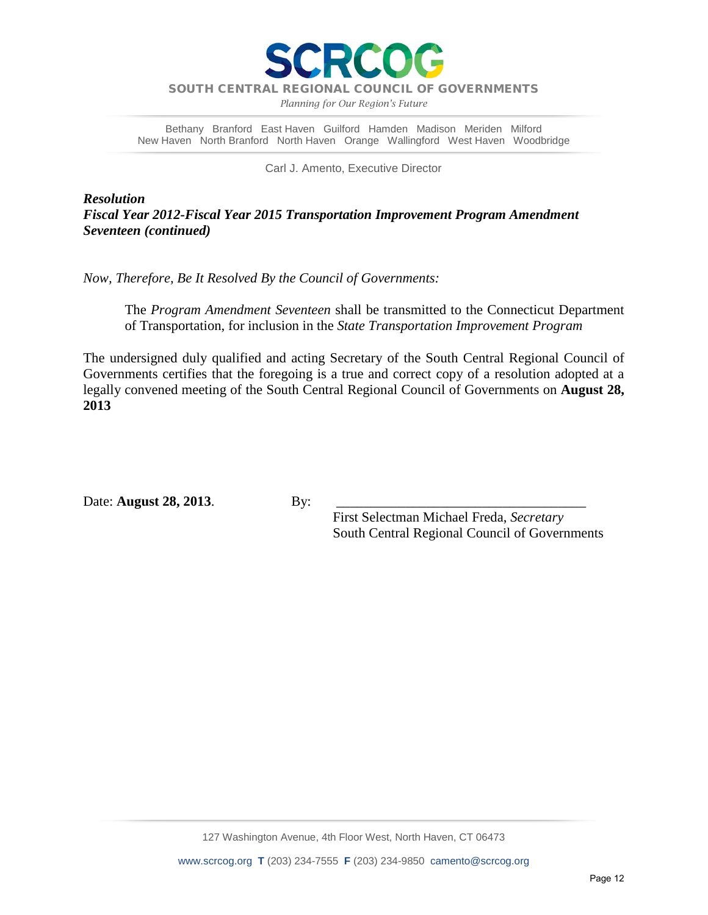# SCRCOG

**SOUTH CENTRAL REGIONAL COUNCIL OF GOVERNMENTS**

*Planning for Our Region's Future*

Bethany Branford East Haven Guilford Hamden Madison Meriden Milford
New Haven North Branford North Haven Orange Wallingford West Haven Woodbridge

Carl J. Amento, Executive Director

***Resolution***
***Fiscal Year 2012-Fiscal Year 2015 Transportation Improvement Program Amendment Seventeen (continued)***

*Now, Therefore, Be It Resolved By the Council of Governments:*

> The *Program Amendment Seventeen* shall be transmitted to the Connecticut Department of Transportation, for inclusion in the *State Transportation Improvement Program*

The undersigned duly qualified and acting Secretary of the South Central Regional Council of Governments certifies that the foregoing is a true and correct copy of a resolution adopted at a legally convened meeting of the South Central Regional Council of Governments on **August 28, 2013**

Date: **August 28, 2013**.

By: ______________________________________
First Selectman Michael Freda, *Secretary*
South Central Regional Council of Governments

127 Washington Avenue, 4th Floor West, North Haven, CT 06473

www.scrcog.org **T** (203) 234-7555 **F** (203) 234-9850 camento@scrcog.org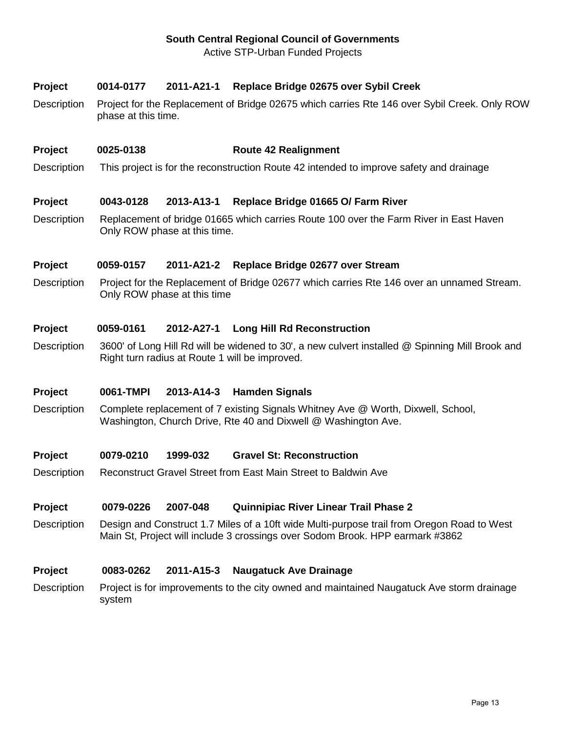**South Central Regional Council of Governments**

Active STP-Urban Funded Projects

**Project** **0014-0177** **2011-A21-1** **Replace Bridge 02675 over Sybil Creek**

Description: Project for the Replacement of Bridge 02675 which carries Rte 146 over Sybil Creek. Only ROW phase at this time.

**Project** **0025-0138** **Route 42 Realignment**

Description: This project is for the reconstruction Route 42 intended to improve safety and drainage

**Project** **0043-0128** **2013-A13-1** **Replace Bridge 01665 O/ Farm River**

Description: Replacement of bridge 01665 which carries Route 100 over the Farm River in East Haven Only ROW phase at this time.

**Project** **0059-0157** **2011-A21-2** **Replace Bridge 02677 over Stream**

Description: Project for the Replacement of Bridge 02677 which carries Rte 146 over an unnamed Stream. Only ROW phase at this time

**Project** **0059-0161** **2012-A27-1** **Long Hill Rd Reconstruction**

Description: 3600' of Long Hill Rd will be widened to 30', a new culvert installed @ Spinning Mill Brook and Right turn radius at Route 1 will be improved.

**Project** **0061-TMPI** **2013-A14-3** **Hamden Signals**

Description: Complete replacement of 7 existing Signals Whitney Ave @ Worth, Dixwell, School, Washington, Church Drive, Rte 40 and Dixwell @ Washington Ave.

**Project** **0079-0210** **1999-032** **Gravel St: Reconstruction**

Description: Reconstruct Gravel Street from East Main Street to Baldwin Ave

**Project** **0079-0226** **2007-048** **Quinnipiac River Linear Trail Phase 2**

Description: Design and Construct 1.7 Miles of a 10ft wide Multi-purpose trail from Oregon Road to West Main St, Project will include 3 crossings over Sodom Brook. HPP earmark #3862

**Project** **0083-0262** **2011-A15-3** **Naugatuck Ave Drainage**

Description: Project is for improvements to the city owned and maintained Naugatuck Ave storm drainage system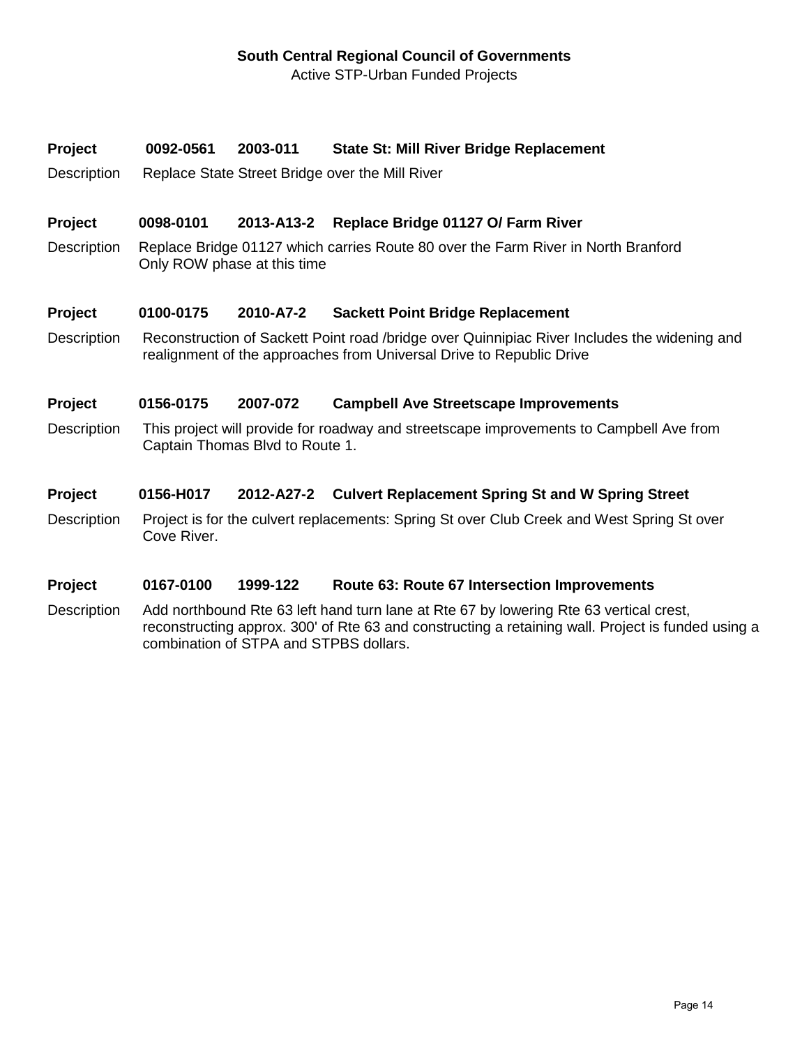**South Central Regional Council of Governments**
Active STP-Urban Funded Projects

**Project** **0092-0561** **2003-011** **State St: Mill River Bridge Replacement**

Description Replace State Street Bridge over the Mill River

**Project** **0098-0101** **2013-A13-2** **Replace Bridge 01127 O/ Farm River**

Description Replace Bridge 01127 which carries Route 80 over the Farm River in North Branford
Only ROW phase at this time

**Project** **0100-0175** **2010-A7-2** **Sackett Point Bridge Replacement**

Description Reconstruction of Sackett Point road /bridge over Quinnipiac River Includes the widening and realignment of the approaches from Universal Drive to Republic Drive

**Project** **0156-0175** **2007-072** **Campbell Ave Streetscape Improvements**

Description This project will provide for roadway and streetscape improvements to Campbell Ave from Captain Thomas Blvd to Route 1.

**Project** **0156-H017** **2012-A27-2** **Culvert Replacement Spring St and W Spring Street**

Description Project is for the culvert replacements: Spring St over Club Creek and West Spring St over Cove River.

**Project** **0167-0100** **1999-122** **Route 63: Route 67 Intersection Improvements**

Description Add northbound Rte 63 left hand turn lane at Rte 67 by lowering Rte 63 vertical crest, reconstructing approx. 300' of Rte 63 and constructing a retaining wall. Project is funded using a combination of STPA and STPBS dollars.